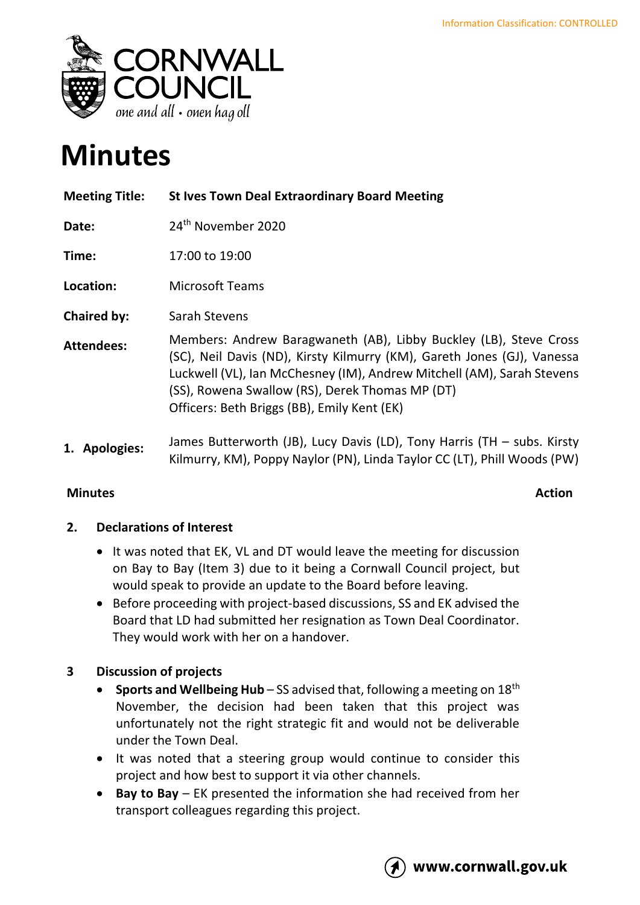# Minutes

| | |
|---|---|
| **Meeting Title:** | **St Ives Town Deal Extraordinary Board Meeting** |
| **Date:** | 24th November 2020 |
| **Time:** | 17:00 to 19:00 |
| **Location:** | Microsoft Teams |
| **Chaired by:** | Sarah Stevens |
| **Attendees:** | Members: Andrew Baragwaneth (AB), Libby Buckley (LB), Steve Cross (SC), Neil Davis (ND), Kirsty Kilmurry (KM), Gareth Jones (GJ), Vanessa Luckwell (VL), Ian McChesney (IM), Andrew Mitchell (AM), Sarah Stevens (SS), Rowena Swallow (RS), Derek Thomas MP (DT)<br>Officers: Beth Briggs (BB), Emily Kent (EK) |
| **1. Apologies:** | James Butterworth (JB), Lucy Davis (LD), Tony Harris (TH – subs. Kirsty Kilmurry, KM), Poppy Naylor (PN), Linda Taylor CC (LT), Phill Woods (PW) |

**Minutes** **Action**

**2. Declarations of Interest**

- It was noted that EK, VL and DT would leave the meeting for discussion on Bay to Bay (Item 3) due to it being a Cornwall Council project, but would speak to provide an update to the Board before leaving.
- Before proceeding with project-based discussions, SS and EK advised the Board that LD had submitted her resignation as Town Deal Coordinator. They would work with her on a handover.

**3 Discussion of projects**

- **Sports and Wellbeing Hub** – SS advised that, following a meeting on 18th November, the decision had been taken that this project was unfortunately not the right strategic fit and would not be deliverable under the Town Deal.
- It was noted that a steering group would continue to consider this project and how best to support it via other channels.
- **Bay to Bay** – EK presented the information she had received from her transport colleagues regarding this project.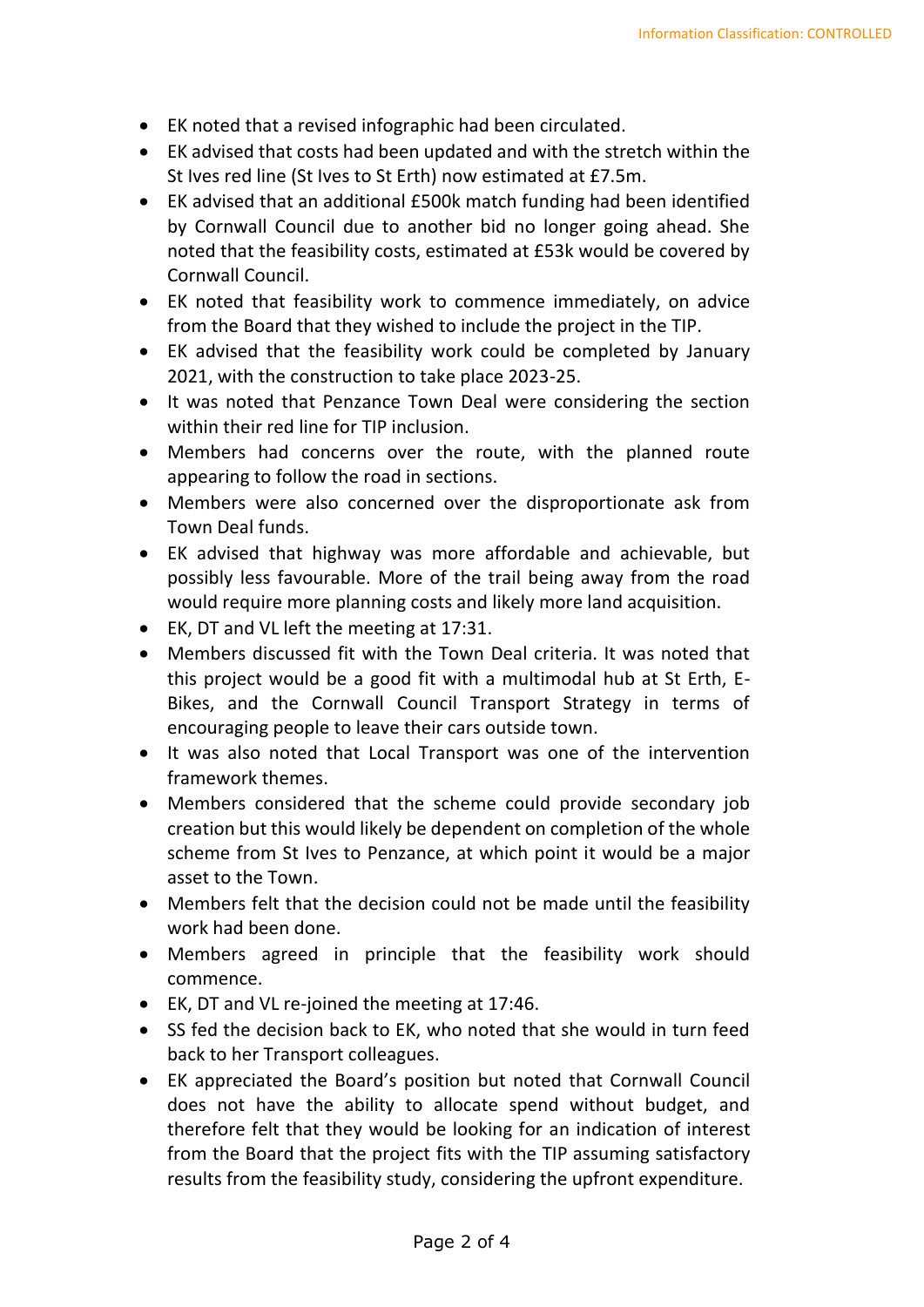- EK noted that a revised infographic had been circulated.
- EK advised that costs had been updated and with the stretch within the St Ives red line (St Ives to St Erth) now estimated at £7.5m.
- EK advised that an additional £500k match funding had been identified by Cornwall Council due to another bid no longer going ahead. She noted that the feasibility costs, estimated at £53k would be covered by Cornwall Council.
- EK noted that feasibility work to commence immediately, on advice from the Board that they wished to include the project in the TIP.
- EK advised that the feasibility work could be completed by January 2021, with the construction to take place 2023-25.
- It was noted that Penzance Town Deal were considering the section within their red line for TIP inclusion.
- Members had concerns over the route, with the planned route appearing to follow the road in sections.
- Members were also concerned over the disproportionate ask from Town Deal funds.
- EK advised that highway was more affordable and achievable, but possibly less favourable. More of the trail being away from the road would require more planning costs and likely more land acquisition.
- EK, DT and VL left the meeting at 17:31.
- Members discussed fit with the Town Deal criteria. It was noted that this project would be a good fit with a multimodal hub at St Erth, E-Bikes, and the Cornwall Council Transport Strategy in terms of encouraging people to leave their cars outside town.
- It was also noted that Local Transport was one of the intervention framework themes.
- Members considered that the scheme could provide secondary job creation but this would likely be dependent on completion of the whole scheme from St Ives to Penzance, at which point it would be a major asset to the Town.
- Members felt that the decision could not be made until the feasibility work had been done.
- Members agreed in principle that the feasibility work should commence.
- EK, DT and VL re-joined the meeting at 17:46.
- SS fed the decision back to EK, who noted that she would in turn feed back to her Transport colleagues.
- EK appreciated the Board's position but noted that Cornwall Council does not have the ability to allocate spend without budget, and therefore felt that they would be looking for an indication of interest from the Board that the project fits with the TIP assuming satisfactory results from the feasibility study, considering the upfront expenditure.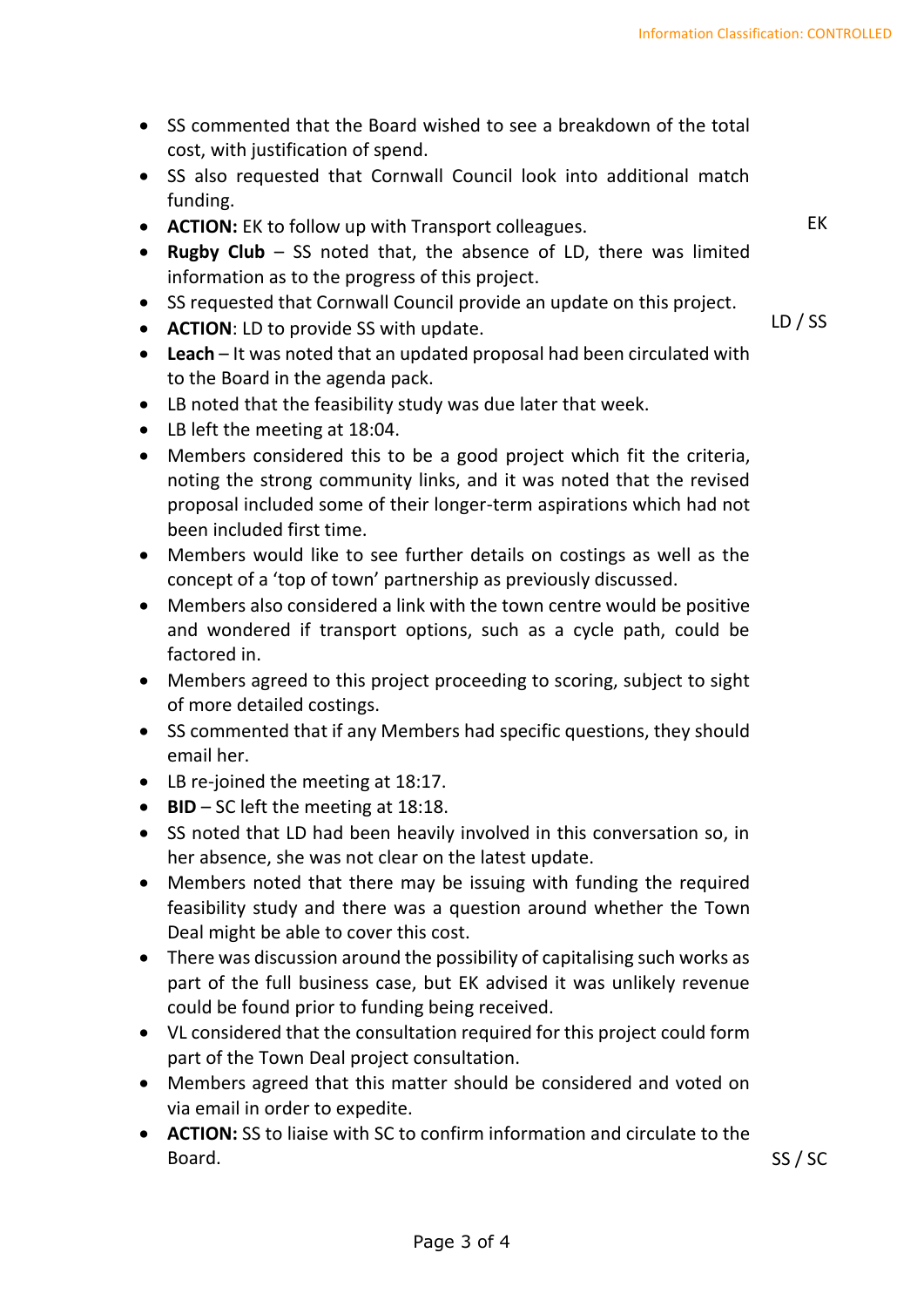- SS commented that the Board wished to see a breakdown of the total cost, with justification of spend.
- SS also requested that Cornwall Council look into additional match funding.
- **ACTION:** EK to follow up with Transport colleagues. — EK
- **Rugby Club** – SS noted that, the absence of LD, there was limited information as to the progress of this project.
- SS requested that Cornwall Council provide an update on this project.
- **ACTION**: LD to provide SS with update. — LD / SS
- **Leach** – It was noted that an updated proposal had been circulated with to the Board in the agenda pack.
- LB noted that the feasibility study was due later that week.
- LB left the meeting at 18:04.
- Members considered this to be a good project which fit the criteria, noting the strong community links, and it was noted that the revised proposal included some of their longer-term aspirations which had not been included first time.
- Members would like to see further details on costings as well as the concept of a 'top of town' partnership as previously discussed.
- Members also considered a link with the town centre would be positive and wondered if transport options, such as a cycle path, could be factored in.
- Members agreed to this project proceeding to scoring, subject to sight of more detailed costings.
- SS commented that if any Members had specific questions, they should email her.
- LB re-joined the meeting at 18:17.
- **BID** – SC left the meeting at 18:18.
- SS noted that LD had been heavily involved in this conversation so, in her absence, she was not clear on the latest update.
- Members noted that there may be issuing with funding the required feasibility study and there was a question around whether the Town Deal might be able to cover this cost.
- There was discussion around the possibility of capitalising such works as part of the full business case, but EK advised it was unlikely revenue could be found prior to funding being received.
- VL considered that the consultation required for this project could form part of the Town Deal project consultation.
- Members agreed that this matter should be considered and voted on via email in order to expedite.
- **ACTION:** SS to liaise with SC to confirm information and circulate to the Board. — SS / SC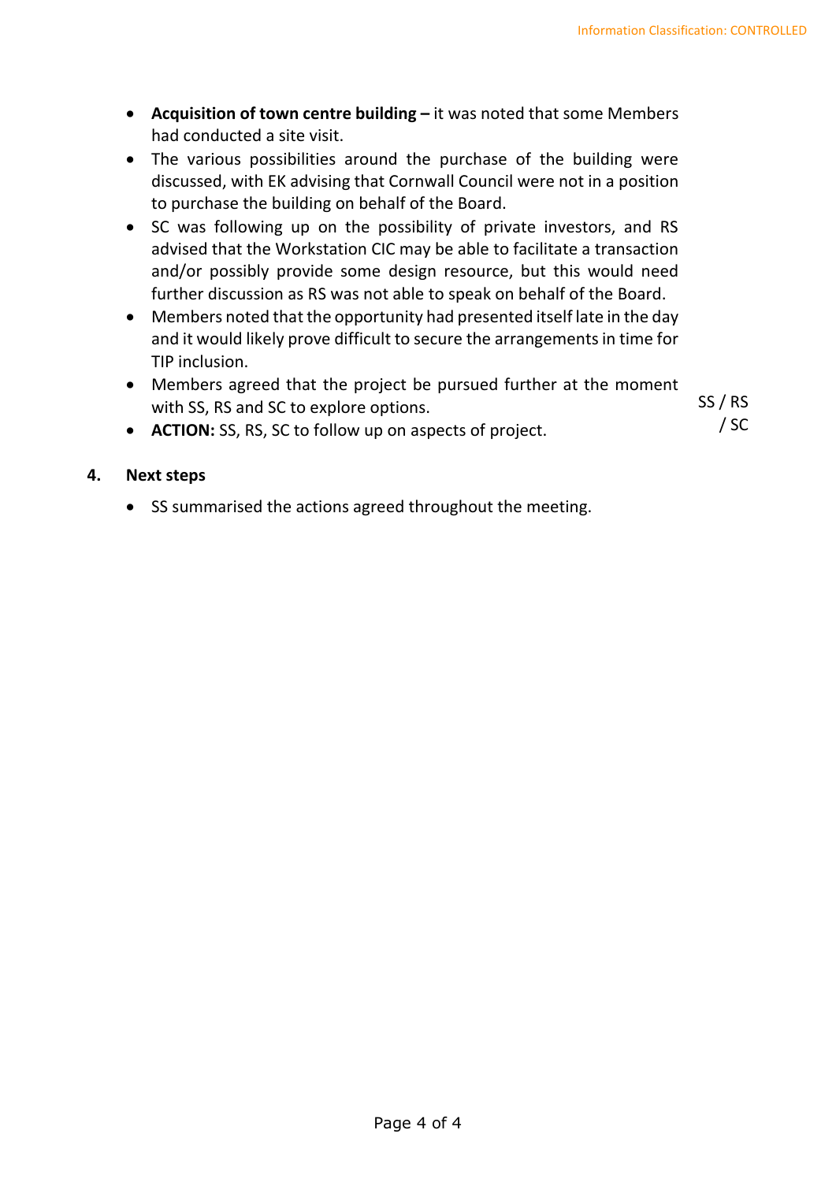- **Acquisition of town centre building –** it was noted that some Members had conducted a site visit.
- The various possibilities around the purchase of the building were discussed, with EK advising that Cornwall Council were not in a position to purchase the building on behalf of the Board.
- SC was following up on the possibility of private investors, and RS advised that the Workstation CIC may be able to facilitate a transaction and/or possibly provide some design resource, but this would need further discussion as RS was not able to speak on behalf of the Board.
- Members noted that the opportunity had presented itself late in the day and it would likely prove difficult to secure the arrangements in time for TIP inclusion.
- Members agreed that the project be pursued further at the moment with SS, RS and SC to explore options.
- **ACTION:** SS, RS, SC to follow up on aspects of project. — SS / RS / SC

## 4. Next steps

- SS summarised the actions agreed throughout the meeting.